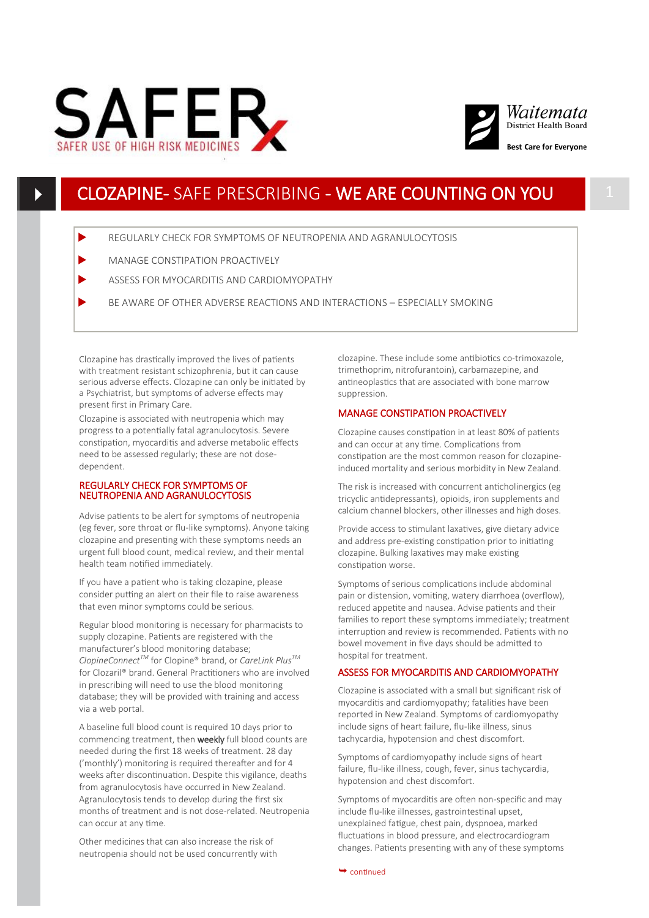SAFER — SAFER USE OF HIGH RISK MEDICINES

Waitemata District Health Board — Best Care for Everyone

# CLOZAPINE- SAFE PRESCRIBING - WE ARE COUNTING ON YOU

- REGULARLY CHECK FOR SYMPTOMS OF NEUTROPENIA AND AGRANULOCYTOSIS
- MANAGE CONSTIPATION PROACTIVELY
- ASSESS FOR MYOCARDITIS AND CARDIOMYOPATHY
- BE AWARE OF OTHER ADVERSE REACTIONS AND INTERACTIONS – ESPECIALLY SMOKING

Clozapine has drastically improved the lives of patients with treatment resistant schizophrenia, but it can cause serious adverse effects. Clozapine can only be initiated by a Psychiatrist, but symptoms of adverse effects may present first in Primary Care.

Clozapine is associated with neutropenia which may progress to a potentially fatal agranulocytosis. Severe constipation, myocarditis and adverse metabolic effects need to be assessed regularly; these are not dose-dependent.

## REGULARLY CHECK FOR SYMPTOMS OF NEUTROPENIA AND AGRANULOCYTOSIS

Advise patients to be alert for symptoms of neutropenia (eg fever, sore throat or flu-like symptoms). Anyone taking clozapine and presenting with these symptoms needs an urgent full blood count, medical review, and their mental health team notified immediately.

If you have a patient who is taking clozapine, please consider putting an alert on their file to raise awareness that even minor symptoms could be serious.

Regular blood monitoring is necessary for pharmacists to supply clozapine. Patients are registered with the manufacturer's blood monitoring database; *ClopineConnect*™ for Clopine® brand, or *CareLink Plus*™ for Clozaril® brand. General Practitioners who are involved in prescribing will need to use the blood monitoring database; they will be provided with training and access via a web portal.

A baseline full blood count is required 10 days prior to commencing treatment, then **weekly** full blood counts are needed during the first 18 weeks of treatment. 28 day ('monthly') monitoring is required thereafter and for 4 weeks after discontinuation. Despite this vigilance, deaths from agranulocytosis have occurred in New Zealand. Agranulocytosis tends to develop during the first six months of treatment and is not dose-related. Neutropenia can occur at any time.

Other medicines that can also increase the risk of neutropenia should not be used concurrently with clozapine. These include some antibiotics co-trimoxazole, trimethoprim, nitrofurantoin), carbamazepine, and antineoplastics that are associated with bone marrow suppression.

## MANAGE CONSTIPATION PROACTIVELY

Clozapine causes constipation in at least 80% of patients and can occur at any time. Complications from constipation are the most common reason for clozapine-induced mortality and serious morbidity in New Zealand.

The risk is increased with concurrent anticholinergics (eg tricyclic antidepressants), opioids, iron supplements and calcium channel blockers, other illnesses and high doses.

Provide access to stimulant laxatives, give dietary advice and address pre-existing constipation prior to initiating clozapine. Bulking laxatives may make existing constipation worse.

Symptoms of serious complications include abdominal pain or distension, vomiting, watery diarrhoea (overflow), reduced appetite and nausea. Advise patients and their families to report these symptoms immediately; treatment interruption and review is recommended. Patients with no bowel movement in five days should be admitted to hospital for treatment.

## ASSESS FOR MYOCARDITIS AND CARDIOMYOPATHY

Clozapine is associated with a small but significant risk of myocarditis and cardiomyopathy; fatalities have been reported in New Zealand. Symptoms of cardiomyopathy include signs of heart failure, flu-like illness, sinus tachycardia, hypotension and chest discomfort.

Symptoms of cardiomyopathy include signs of heart failure, flu-like illness, cough, fever, sinus tachycardia, hypotension and chest discomfort.

Symptoms of myocarditis are often non-specific and may include flu-like illnesses, gastrointestinal upset, unexplained fatigue, chest pain, dyspnoea, marked fluctuations in blood pressure, and electrocardiogram changes. Patients presenting with any of these symptoms

continued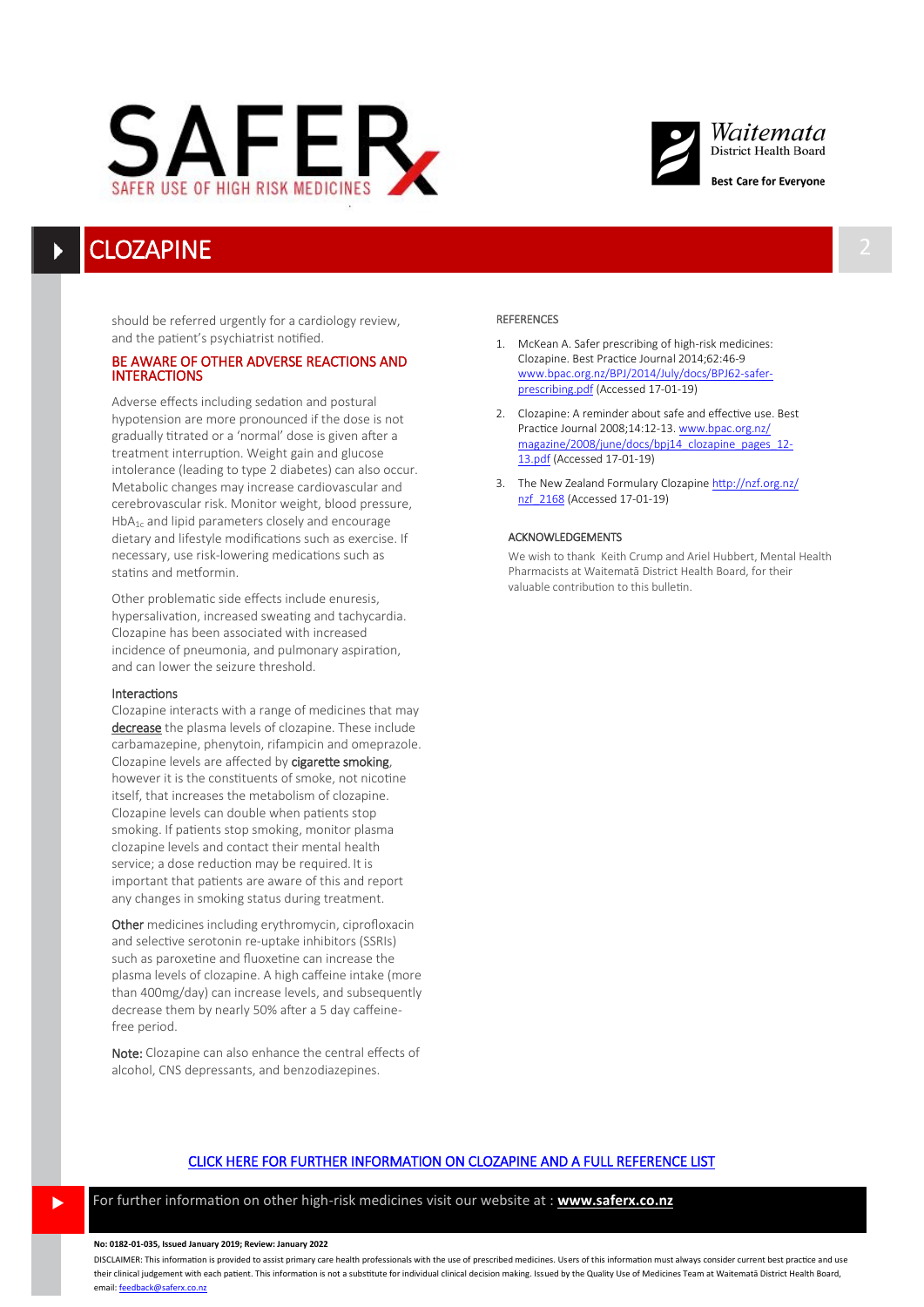# CLOZAPINE

should be referred urgently for a cardiology review, and the patient's psychiatrist notified.

## BE AWARE OF OTHER ADVERSE REACTIONS AND INTERACTIONS

Adverse effects including sedation and postural hypotension are more pronounced if the dose is not gradually titrated or a 'normal' dose is given after a treatment interruption. Weight gain and glucose intolerance (leading to type 2 diabetes) can also occur. Metabolic changes may increase cardiovascular and cerebrovascular risk. Monitor weight, blood pressure, $HbA_{1c}$ and lipid parameters closely and encourage dietary and lifestyle modifications such as exercise. If necessary, use risk-lowering medications such as statins and metformin.

Other problematic side effects include enuresis, hypersalivation, increased sweating and tachycardia. Clozapine has been associated with increased incidence of pneumonia, and pulmonary aspiration, and can lower the seizure threshold.

### Interactions

Clozapine interacts with a range of medicines that may **decrease** the plasma levels of clozapine. These include carbamazepine, phenytoin, rifampicin and omeprazole. Clozapine levels are affected by **cigarette smoking**, however it is the constituents of smoke, not nicotine itself, that increases the metabolism of clozapine. Clozapine levels can double when patients stop smoking. If patients stop smoking, monitor plasma clozapine levels and contact their mental health service; a dose reduction may be required. It is important that patients are aware of this and report any changes in smoking status during treatment.

**Other** medicines including erythromycin, ciprofloxacin and selective serotonin re-uptake inhibitors (SSRIs) such as paroxetine and fluoxetine can increase the plasma levels of clozapine. A high caffeine intake (more than 400mg/day) can increase levels, and subsequently decrease them by nearly 50% after a 5 day caffeine-free period.

**Note:** Clozapine can also enhance the central effects of alcohol, CNS depressants, and benzodiazepines.

## REFERENCES

1. McKean A. Safer prescribing of high-risk medicines: Clozapine. Best Practice Journal 2014;62:46-9 www.bpac.org.nz/BPJ/2014/July/docs/BPJ62-safer-prescribing.pdf (Accessed 17-01-19)
2. Clozapine: A reminder about safe and effective use. Best Practice Journal 2008;14:12-13. www.bpac.org.nz/magazine/2008/june/docs/bpj14_clozapine_pages_12-13.pdf (Accessed 17-01-19)
3. The New Zealand Formulary Clozapine http://nzf.org.nz/nzf_2168 (Accessed 17-01-19)

## ACKNOWLEDGEMENTS

We wish to thank Keith Crump and Ariel Hubbert, Mental Health Pharmacists at Waitematā District Health Board, for their valuable contribution to this bulletin.

CLICK HERE FOR FURTHER INFORMATION ON CLOZAPINE AND A FULL REFERENCE LIST

For further information on other high-risk medicines visit our website at : **www.saferx.co.nz**

**No: 0182-01-035, Issued January 2019; Review: January 2022**

DISCLAIMER: This information is provided to assist primary care health professionals with the use of prescribed medicines. Users of this information must always consider current best practice and use their clinical judgement with each patient. This information is not a substitute for individual clinical decision making. Issued by the Quality Use of Medicines Team at Waitematā District Health Board, email: feedback@saferx.co.nz